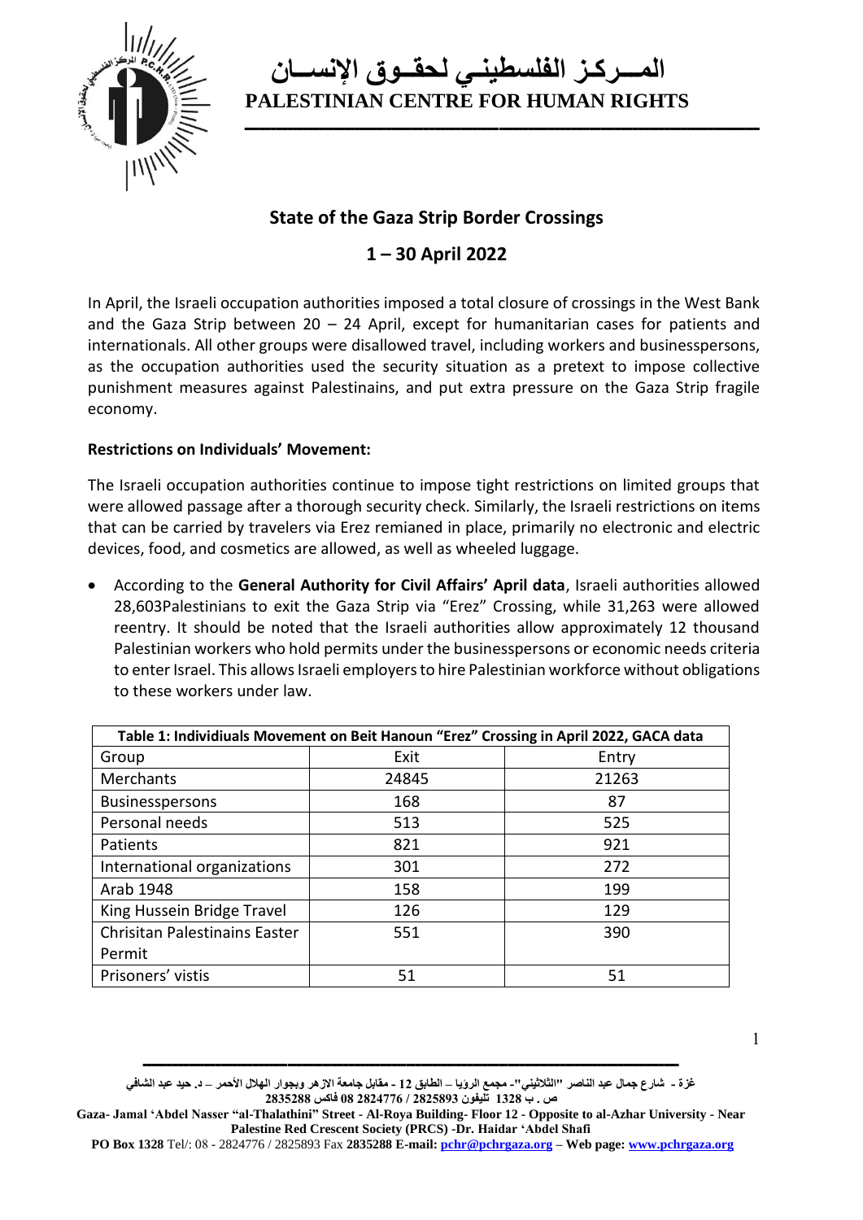# المـــركـز الفلسطينـي لحقــوق الإنســان
# PALESTINIAN CENTRE FOR HUMAN RIGHTS

## State of the Gaza Strip Border Crossings

## 1 – 30 April 2022

In April, the Israeli occupation authorities imposed a total closure of crossings in the West Bank and the Gaza Strip between 20 – 24 April, except for humanitarian cases for patients and internationals. All other groups were disallowed travel, including workers and businesspersons, as the occupation authorities used the security situation as a pretext to impose collective punishment measures against Palestinains, and put extra pressure on the Gaza Strip fragile economy.

**Restrictions on Individuals' Movement:**

The Israeli occupation authorities continue to impose tight restrictions on limited groups that were allowed passage after a thorough security check. Similarly, the Israeli restrictions on items that can be carried by travelers via Erez remianed in place, primarily no electronic and electric devices, food, and cosmetics are allowed, as well as wheeled luggage.

- According to the **General Authority for Civil Affairs' April data**, Israeli authorities allowed 28,603Palestinians to exit the Gaza Strip via "Erez" Crossing, while 31,263 were allowed reentry. It should be noted that the Israeli authorities allow approximately 12 thousand Palestinian workers who hold permits under the businesspersons or economic needs criteria to enter Israel. This allows Israeli employers to hire Palestinian workforce without obligations to these workers under law.

| Table 1: Individiuals Movement on Beit Hanoun "Erez" Crossing in April 2022, GACA data | | |
|---|---|---|
| Group | Exit | Entry |
| Merchants | 24845 | 21263 |
| Businesspersons | 168 | 87 |
| Personal needs | 513 | 525 |
| Patients | 821 | 921 |
| International organizations | 301 | 272 |
| Arab 1948 | 158 | 199 |
| King Hussein Bridge Travel | 126 | 129 |
| Chrisitan Palestinains Easter Permit | 551 | 390 |
| Prisoners' vistis | 51 | 51 |

غزة - شارع جمال عبد الناصر "الثلاثيني"- مجمع الرؤيا – الطابق 12 - مقابل جامعة الازهر وبجوار الهلال الأحمر – د. حيد عبد الشافي
ص . ب 1328 تليفون 2825893 / 2824776 08 فاكس 2835288

Gaza- Jamal 'Abdel Nasser "al-Thalathini" Street - Al-Roya Building- Floor 12 - Opposite to al-Azhar University - Near Palestine Red Crescent Society (PRCS) -Dr. Haidar 'Abdel Shafi

PO Box 1328 Tel/: 08 - 2824776 / 2825893 Fax 2835288 E-mail: pchr@pchrgaza.org – Web page: www.pchrgaza.org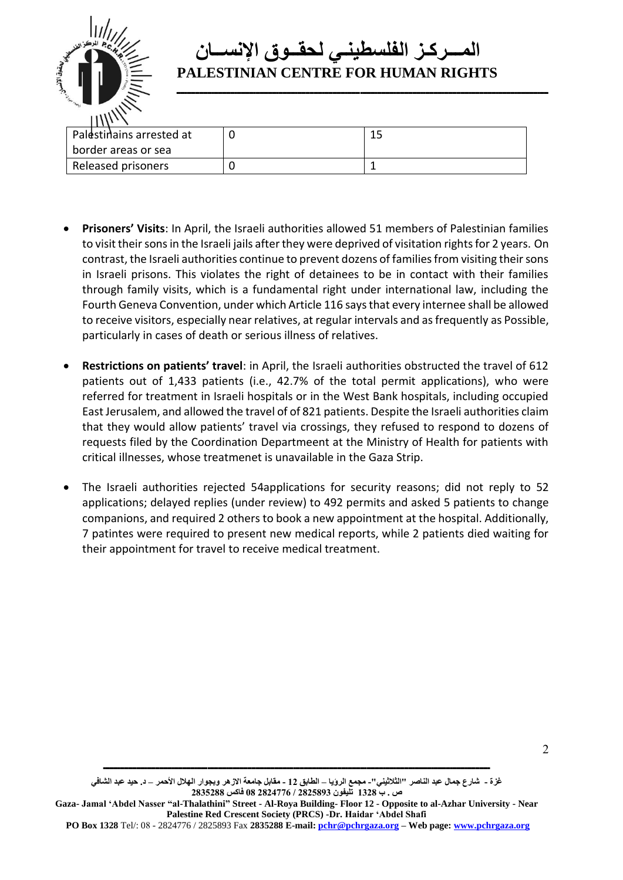| Palestinains arrested at border areas or sea | 0 | 15 |
|---|---|---|
| Released prisoners | 0 | 1 |

- **Prisoners' Visits**: In April, the Israeli authorities allowed 51 members of Palestinian families to visit their sons in the Israeli jails after they were deprived of visitation rights for 2 years. On contrast, the Israeli authorities continue to prevent dozens of families from visiting their sons in Israeli prisons. This violates the right of detainees to be in contact with their families through family visits, which is a fundamental right under international law, including the Fourth Geneva Convention, under which Article 116 says that every internee shall be allowed to receive visitors, especially near relatives, at regular intervals and as frequently as Possible, particularly in cases of death or serious illness of relatives.

- **Restrictions on patients' travel**: in April, the Israeli authorities obstructed the travel of 612 patients out of 1,433 patients (i.e., 42.7% of the total permit applications), who were referred for treatment in Israeli hospitals or in the West Bank hospitals, including occupied East Jerusalem, and allowed the travel of of 821 patients. Despite the Israeli authorities claim that they would allow patients' travel via crossings, they refused to respond to dozens of requests filed by the Coordination Departmeent at the Ministry of Health for patients with critical illnesses, whose treatmenet is unavailable in the Gaza Strip.

- The Israeli authorities rejected 54applications for security reasons; did not reply to 52 applications; delayed replies (under review) to 492 permits and asked 5 patients to change companions, and required 2 others to book a new appointment at the hospital. Additionally, 7 patintes were required to present new medical reports, while 2 patients died waiting for their appointment for travel to receive medical treatment.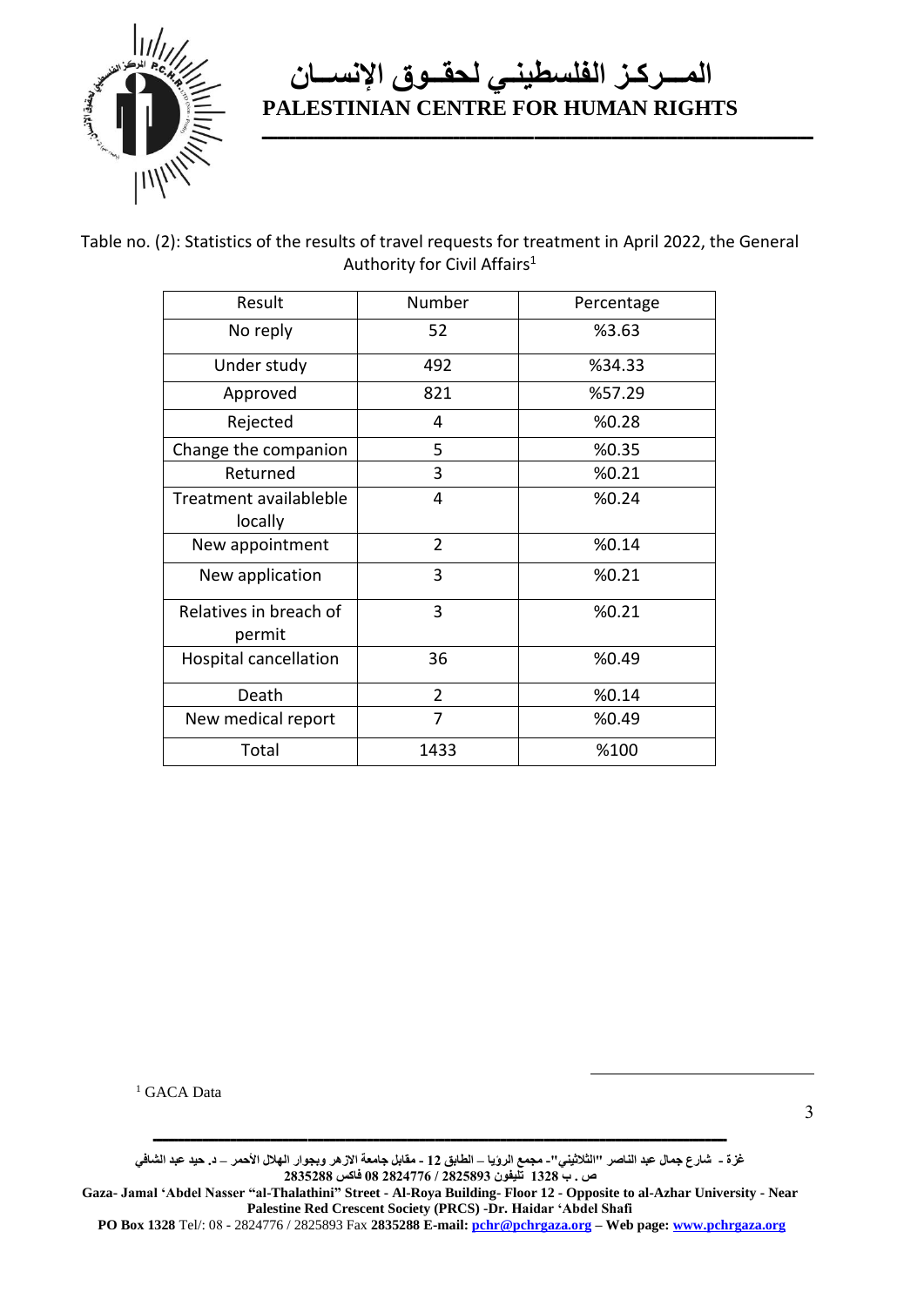Table no. (2): Statistics of the results of travel requests for treatment in April 2022, the General Authority for Civil Affairs[1]

| Result | Number | Percentage |
|---|---|---|
| No reply | 52 | %3.63 |
| Under study | 492 | %34.33 |
| Approved | 821 | %57.29 |
| Rejected | 4 | %0.28 |
| Change the companion | 5 | %0.35 |
| Returned | 3 | %0.21 |
| Treatment availableble locally | 4 | %0.24 |
| New appointment | 2 | %0.14 |
| New application | 3 | %0.21 |
| Relatives in breach of permit | 3 | %0.21 |
| Hospital cancellation | 36 | %0.49 |
| Death | 2 | %0.14 |
| New medical report | 7 | %0.49 |
| Total | 1433 | %100 |

[1] GACA Data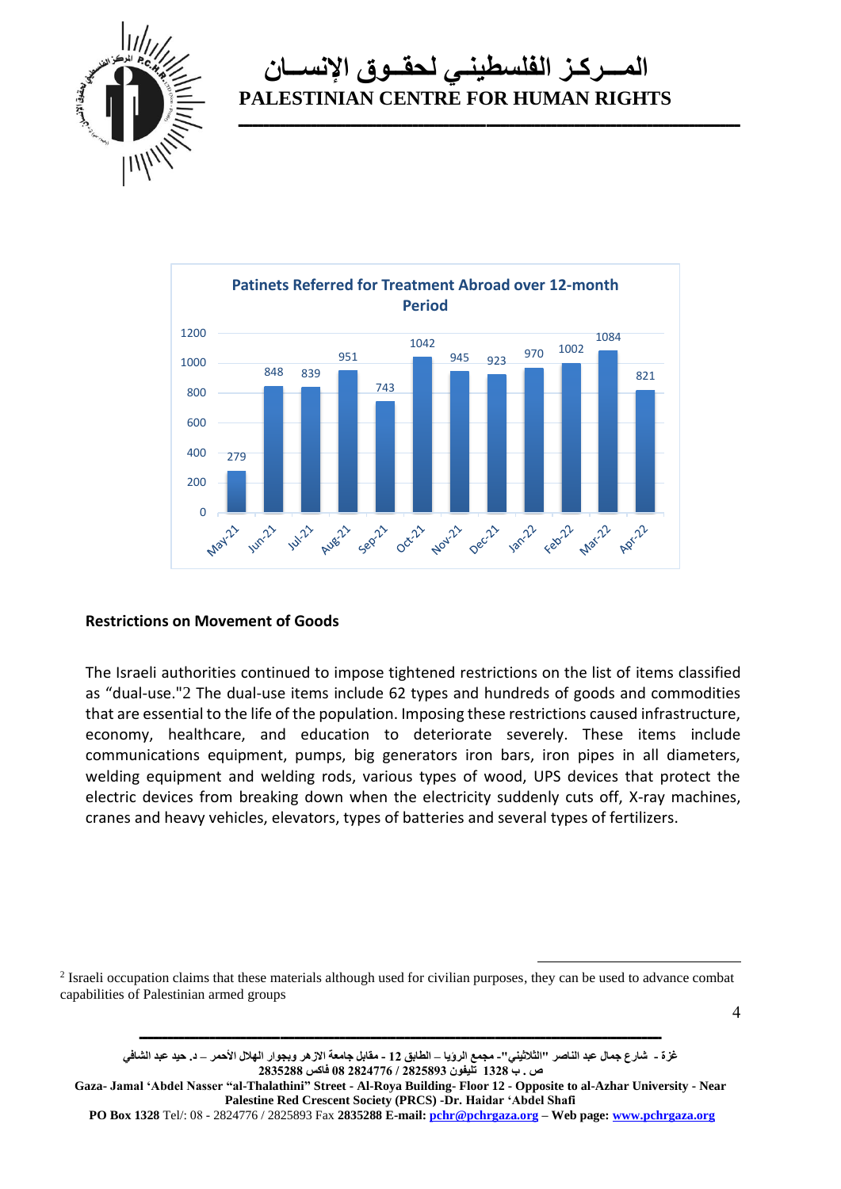**Patinets Referred for Treatment Abroad over 12-month Period**

| Month | Patients |
|---|---|
| May-21 | 279 |
| Jun-21 | 848 |
| Jul-21 | 839 |
| Aug-21 | 951 |
| Sep-21 | 743 |
| Oct-21 | 1042 |
| Nov-21 | 945 |
| Dec-21 | 923 |
| Jan-22 | 970 |
| Feb-22 | 1002 |
| Mar-22 | 1084 |
| Apr-22 | 821 |

**Restrictions on Movement of Goods**

The Israeli authorities continued to impose tightened restrictions on the list of items classified as "dual-use."[2] The dual-use items include 62 types and hundreds of goods and commodities that are essential to the life of the population. Imposing these restrictions caused infrastructure, economy, healthcare, and education to deteriorate severely. These items include communications equipment, pumps, big generators iron bars, iron pipes in all diameters, welding equipment and welding rods, various types of wood, UPS devices that protect the electric devices from breaking down when the electricity suddenly cuts off, X-ray machines, cranes and heavy vehicles, elevators, types of batteries and several types of fertilizers.

[2] Israeli occupation claims that these materials although used for civilian purposes, they can be used to advance combat capabilities of Palestinian armed groups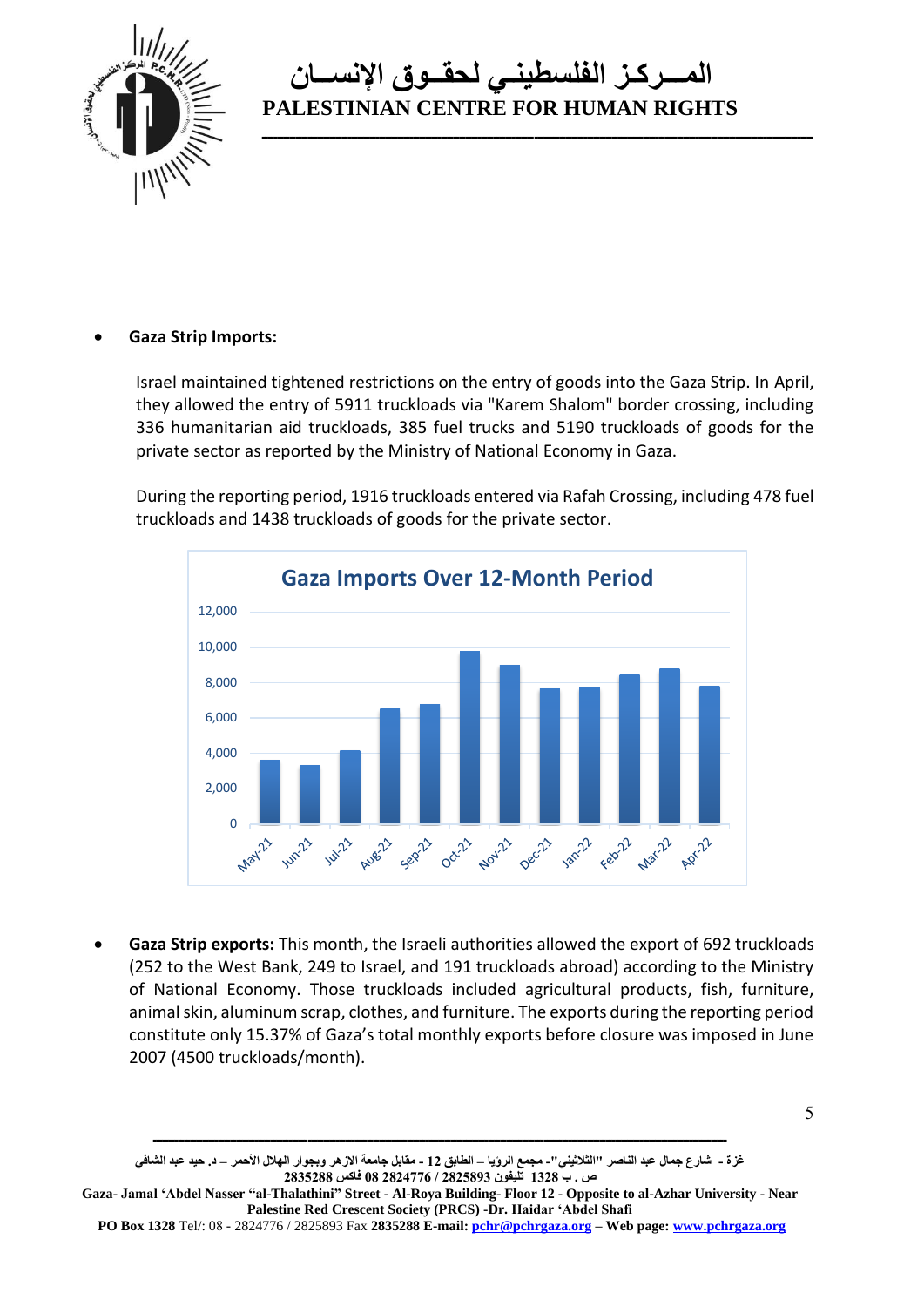- **Gaza Strip Imports:**

  Israel maintained tightened restrictions on the entry of goods into the Gaza Strip. In April, they allowed the entry of 5911 truckloads via "Karem Shalom" border crossing, including 336 humanitarian aid truckloads, 385 fuel trucks and 5190 truckloads of goods for the private sector as reported by the Ministry of National Economy in Gaza.

  During the reporting period, 1916 truckloads entered via Rafah Crossing, including 478 fuel truckloads and 1438 truckloads of goods for the private sector.

**Gaza Imports Over 12-Month Period**

- **Gaza Strip exports:** This month, the Israeli authorities allowed the export of 692 truckloads (252 to the West Bank, 249 to Israel, and 191 truckloads abroad) according to the Ministry of National Economy. Those truckloads included agricultural products, fish, furniture, animal skin, aluminum scrap, clothes, and furniture. The exports during the reporting period constitute only 15.37% of Gaza's total monthly exports before closure was imposed in June 2007 (4500 truckloads/month).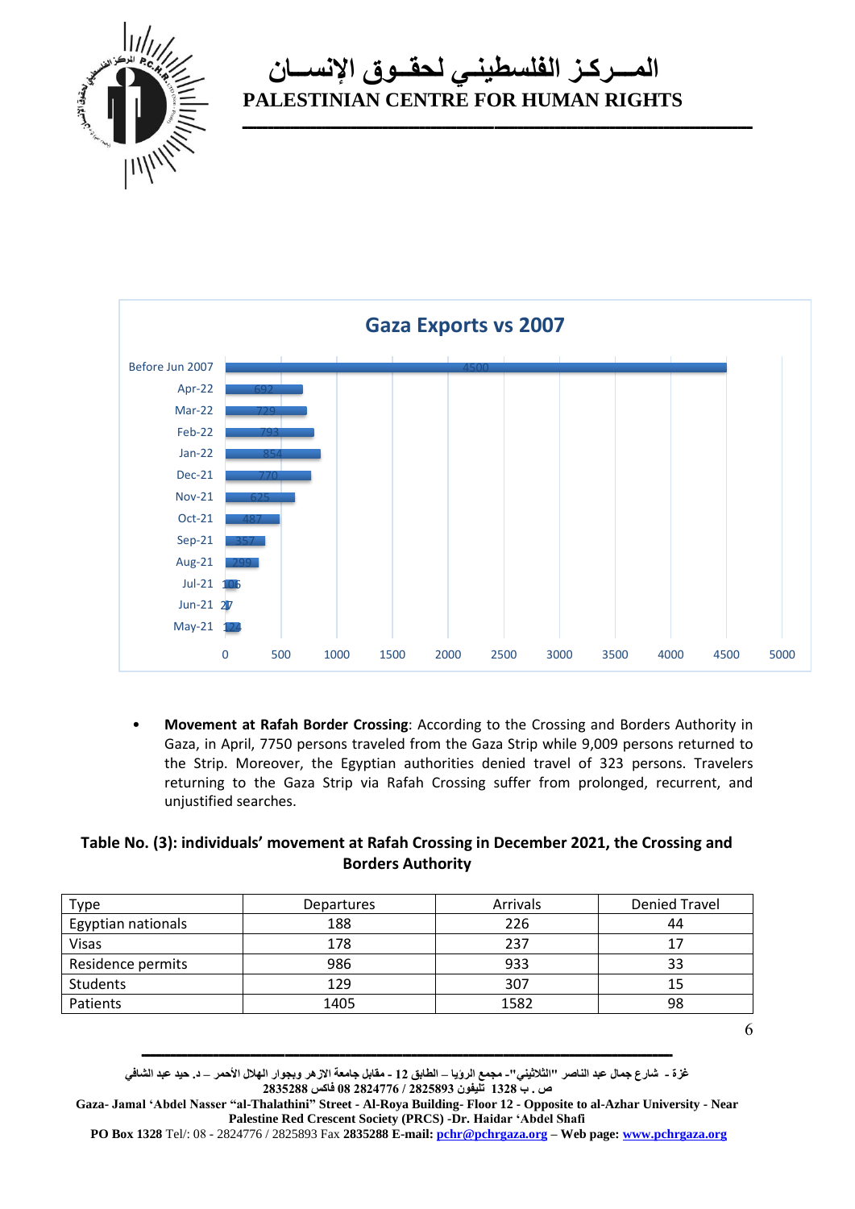**Gaza Exports vs 2007**

| Period | Exports |
|---|---|
| Before Jun 2007 | 4500 |
| Apr-22 | 692 |
| Mar-22 | 729 |
| Feb-22 | 793 |
| Jan-22 | 854 |
| Dec-21 | 770 |
| Nov-21 | 625 |
| Oct-21 | 487 |
| Sep-21 | 357 |
| Aug-21 | 299 |
| Jul-21 | 106 |
| Jun-21 | 27 |
| May-21 | 124 |

- **Movement at Rafah Border Crossing**: According to the Crossing and Borders Authority in Gaza, in April, 7750 persons traveled from the Gaza Strip while 9,009 persons returned to the Strip. Moreover, the Egyptian authorities denied travel of 323 persons. Travelers returning to the Gaza Strip via Rafah Crossing suffer from prolonged, recurrent, and unjustified searches.

**Table No. (3): individuals' movement at Rafah Crossing in December 2021, the Crossing and Borders Authority**

| Type | Departures | Arrivals | Denied Travel |
|---|---|---|---|
| Egyptian nationals | 188 | 226 | 44 |
| Visas | 178 | 237 | 17 |
| Residence permits | 986 | 933 | 33 |
| Students | 129 | 307 | 15 |
| Patients | 1405 | 1582 | 98 |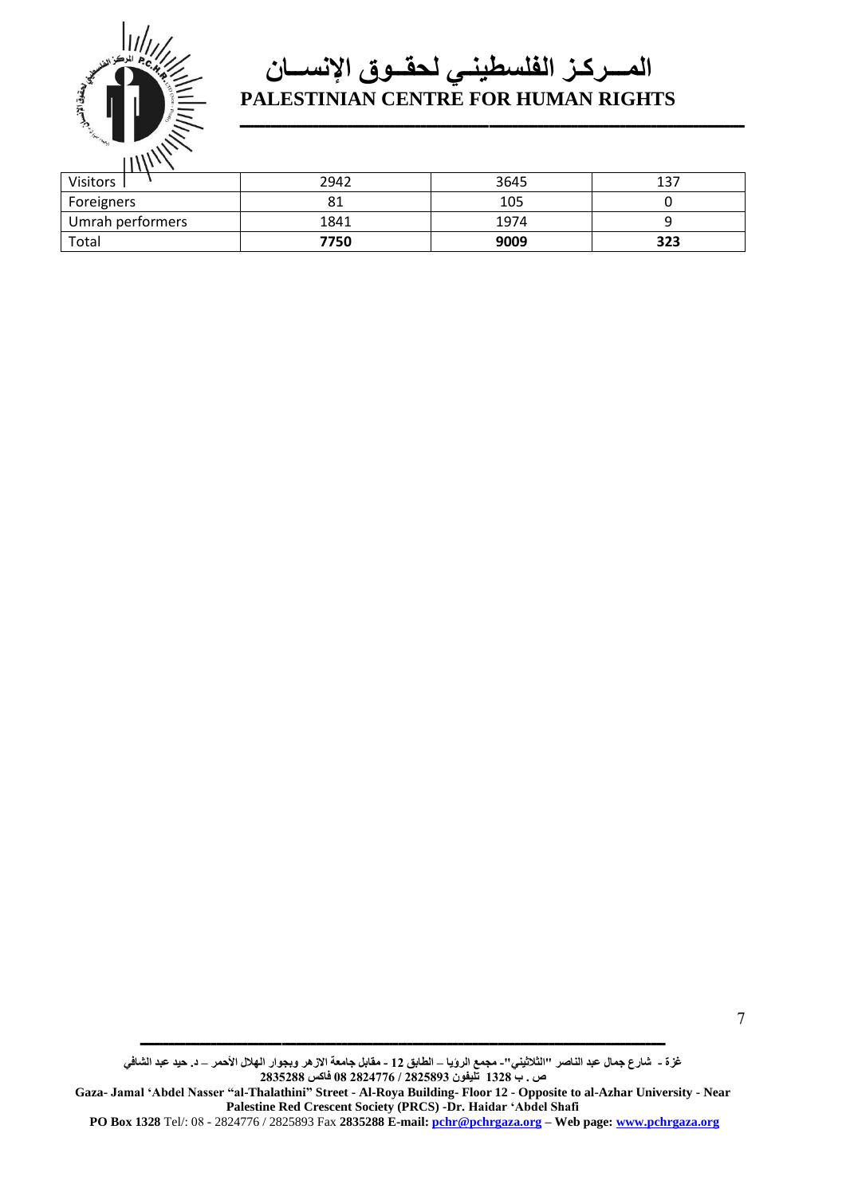| | | | |
|---|---|---|---|
| Visitors | 2942 | 3645 | 137 |
| Foreigners | 81 | 105 | 0 |
| Umrah performers | 1841 | 1974 | 9 |
| Total | **7750** | **9009** | **323** |